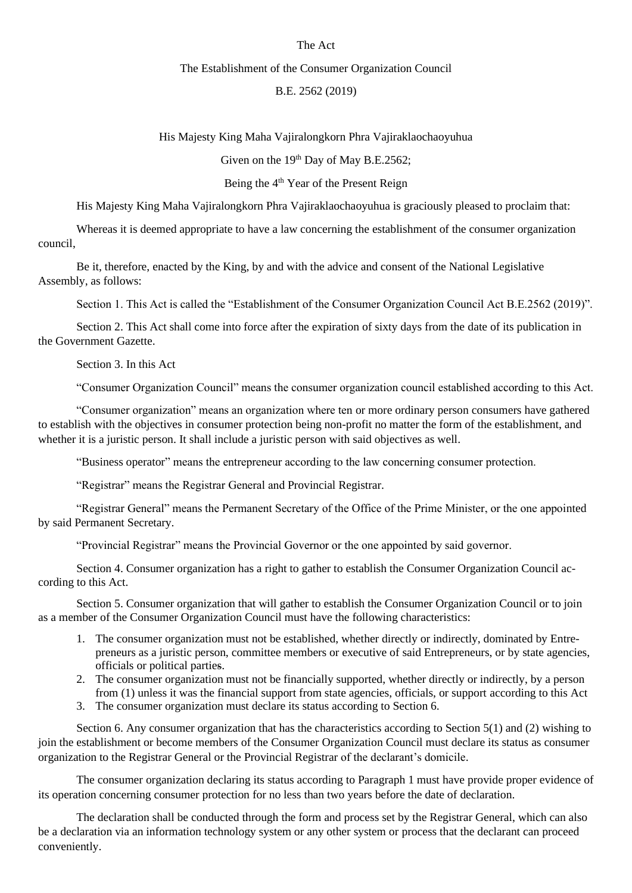# The Act

## The Establishment of the Consumer Organization Council

### B.E. 2562 (2019)

His Majesty King Maha Vajiralongkorn Phra Vajiraklaochaoyuhua

Given on the 19th Day of May B.E.2562;

Being the 4th Year of the Present Reign

His Majesty King Maha Vajiralongkorn Phra Vajiraklaochaoyuhua is graciously pleased to proclaim that:

Whereas it is deemed appropriate to have a law concerning the establishment of the consumer organization council,

Be it, therefore, enacted by the King, by and with the advice and consent of the National Legislative Assembly, as follows:

Section 1. This Act is called the "Establishment of the Consumer Organization Council Act B.E.2562 (2019)".

Section 2. This Act shall come into force after the expiration of sixty days from the date of its publication in the Government Gazette.

Section 3. In this Act

"Consumer Organization Council" means the consumer organization council established according to this Act.

"Consumer organization" means an organization where ten or more ordinary person consumers have gathered to establish with the objectives in consumer protection being non-profit no matter the form of the establishment, and whether it is a juristic person. It shall include a juristic person with said objectives as well.

"Business operator" means the entrepreneur according to the law concerning consumer protection.

"Registrar" means the Registrar General and Provincial Registrar.

"Registrar General" means the Permanent Secretary of the Office of the Prime Minister, or the one appointed by said Permanent Secretary.

"Provincial Registrar" means the Provincial Governor or the one appointed by said governor.

Section 4. Consumer organization has a right to gather to establish the Consumer Organization Council according to this Act.

Section 5. Consumer organization that will gather to establish the Consumer Organization Council or to join as a member of the Consumer Organization Council must have the following characteristics:

1. The consumer organization must not be established, whether directly or indirectly, dominated by Entrepreneurs as a juristic person, committee members or executive of said Entrepreneurs, or by state agencies, officials or political parties.
2. The consumer organization must not be financially supported, whether directly or indirectly, by a person from (1) unless it was the financial support from state agencies, officials, or support according to this Act
3. The consumer organization must declare its status according to Section 6.

Section 6. Any consumer organization that has the characteristics according to Section 5(1) and (2) wishing to join the establishment or become members of the Consumer Organization Council must declare its status as consumer organization to the Registrar General or the Provincial Registrar of the declarant's domicile.

The consumer organization declaring its status according to Paragraph 1 must have provide proper evidence of its operation concerning consumer protection for no less than two years before the date of declaration.

The declaration shall be conducted through the form and process set by the Registrar General, which can also be a declaration via an information technology system or any other system or process that the declarant can proceed conveniently.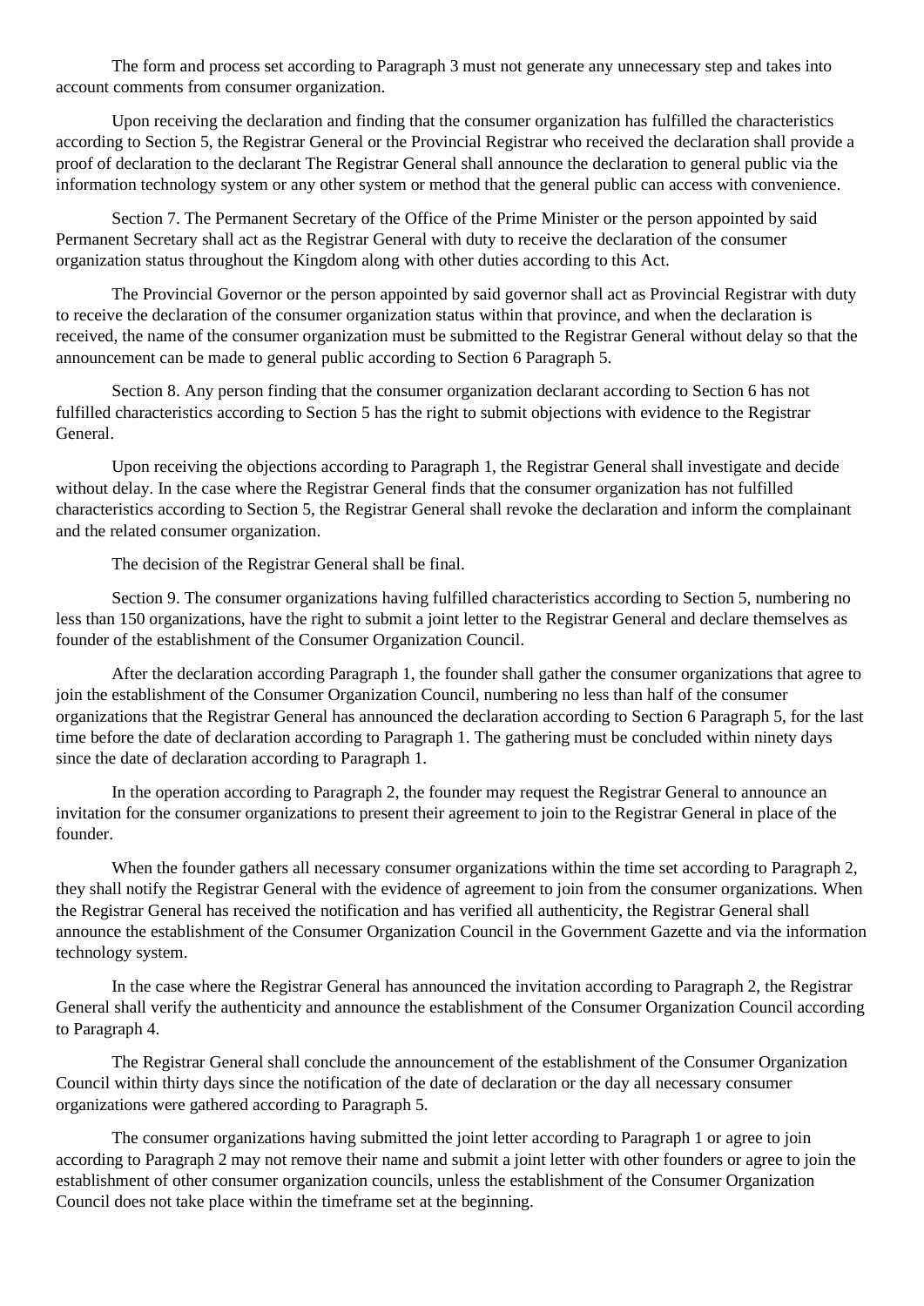The form and process set according to Paragraph 3 must not generate any unnecessary step and takes into account comments from consumer organization.

Upon receiving the declaration and finding that the consumer organization has fulfilled the characteristics according to Section 5, the Registrar General or the Provincial Registrar who received the declaration shall provide a proof of declaration to the declarant The Registrar General shall announce the declaration to general public via the information technology system or any other system or method that the general public can access with convenience.

Section 7. The Permanent Secretary of the Office of the Prime Minister or the person appointed by said Permanent Secretary shall act as the Registrar General with duty to receive the declaration of the consumer organization status throughout the Kingdom along with other duties according to this Act.

The Provincial Governor or the person appointed by said governor shall act as Provincial Registrar with duty to receive the declaration of the consumer organization status within that province, and when the declaration is received, the name of the consumer organization must be submitted to the Registrar General without delay so that the announcement can be made to general public according to Section 6 Paragraph 5.

Section 8. Any person finding that the consumer organization declarant according to Section 6 has not fulfilled characteristics according to Section 5 has the right to submit objections with evidence to the Registrar General.

Upon receiving the objections according to Paragraph 1, the Registrar General shall investigate and decide without delay. In the case where the Registrar General finds that the consumer organization has not fulfilled characteristics according to Section 5, the Registrar General shall revoke the declaration and inform the complainant and the related consumer organization.

The decision of the Registrar General shall be final.

Section 9. The consumer organizations having fulfilled characteristics according to Section 5, numbering no less than 150 organizations, have the right to submit a joint letter to the Registrar General and declare themselves as founder of the establishment of the Consumer Organization Council.

After the declaration according Paragraph 1, the founder shall gather the consumer organizations that agree to join the establishment of the Consumer Organization Council, numbering no less than half of the consumer organizations that the Registrar General has announced the declaration according to Section 6 Paragraph 5, for the last time before the date of declaration according to Paragraph 1. The gathering must be concluded within ninety days since the date of declaration according to Paragraph 1.

In the operation according to Paragraph 2, the founder may request the Registrar General to announce an invitation for the consumer organizations to present their agreement to join to the Registrar General in place of the founder.

When the founder gathers all necessary consumer organizations within the time set according to Paragraph 2, they shall notify the Registrar General with the evidence of agreement to join from the consumer organizations. When the Registrar General has received the notification and has verified all authenticity, the Registrar General shall announce the establishment of the Consumer Organization Council in the Government Gazette and via the information technology system.

In the case where the Registrar General has announced the invitation according to Paragraph 2, the Registrar General shall verify the authenticity and announce the establishment of the Consumer Organization Council according to Paragraph 4.

The Registrar General shall conclude the announcement of the establishment of the Consumer Organization Council within thirty days since the notification of the date of declaration or the day all necessary consumer organizations were gathered according to Paragraph 5.

The consumer organizations having submitted the joint letter according to Paragraph 1 or agree to join according to Paragraph 2 may not remove their name and submit a joint letter with other founders or agree to join the establishment of other consumer organization councils, unless the establishment of the Consumer Organization Council does not take place within the timeframe set at the beginning.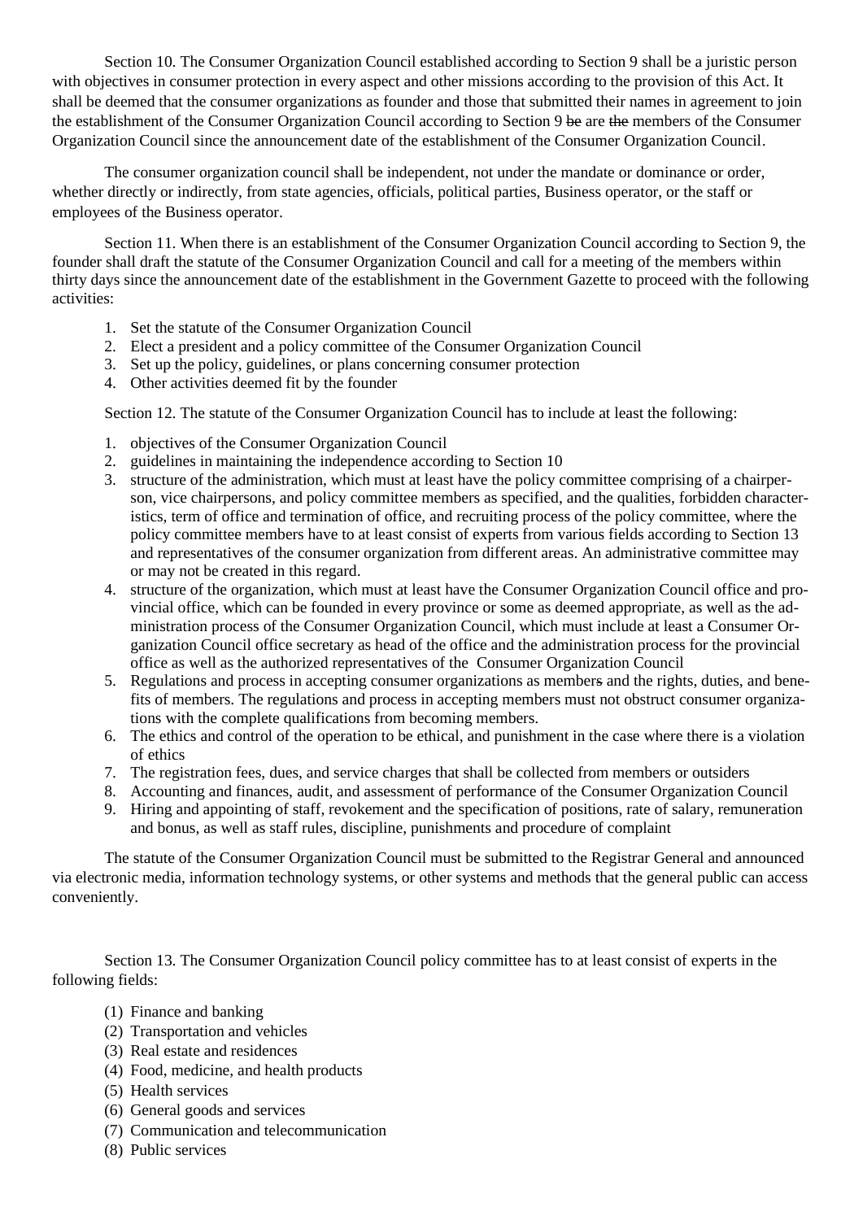Section 10. The Consumer Organization Council established according to Section 9 shall be a juristic person with objectives in consumer protection in every aspect and other missions according to the provision of this Act. It shall be deemed that the consumer organizations as founder and those that submitted their names in agreement to join the establishment of the Consumer Organization Council according to Section 9 ~~be~~ are ~~the~~ members of the Consumer Organization Council since the announcement date of the establishment of the Consumer Organization Council.

The consumer organization council shall be independent, not under the mandate or dominance or order, whether directly or indirectly, from state agencies, officials, political parties, Business operator, or the staff or employees of the Business operator.

Section 11. When there is an establishment of the Consumer Organization Council according to Section 9, the founder shall draft the statute of the Consumer Organization Council and call for a meeting of the members within thirty days since the announcement date of the establishment in the Government Gazette to proceed with the following activities:

1. Set the statute of the Consumer Organization Council
2. Elect a president and a policy committee of the Consumer Organization Council
3. Set up the policy, guidelines, or plans concerning consumer protection
4. Other activities deemed fit by the founder

Section 12. The statute of the Consumer Organization Council has to include at least the following:

1. objectives of the Consumer Organization Council
2. guidelines in maintaining the independence according to Section 10
3. structure of the administration, which must at least have the policy committee comprising of a chairperson, vice chairpersons, and policy committee members as specified, and the qualities, forbidden characteristics, term of office and termination of office, and recruiting process of the policy committee, where the policy committee members have to at least consist of experts from various fields according to Section 13 and representatives of the consumer organization from different areas. An administrative committee may or may not be created in this regard.
4. structure of the organization, which must at least have the Consumer Organization Council office and provincial office, which can be founded in every province or some as deemed appropriate, as well as the administration process of the Consumer Organization Council, which must include at least a Consumer Organization Council office secretary as head of the office and the administration process for the provincial office as well as the authorized representatives of the Consumer Organization Council
5. Regulations and process in accepting consumer organizations as member~~s~~ and the rights, duties, and benefits of members. The regulations and process in accepting members must not obstruct consumer organizations with the complete qualifications from becoming members.
6. The ethics and control of the operation to be ethical, and punishment in the case where there is a violation of ethics
7. The registration fees, dues, and service charges that shall be collected from members or outsiders
8. Accounting and finances, audit, and assessment of performance of the Consumer Organization Council
9. Hiring and appointing of staff, revokement and the specification of positions, rate of salary, remuneration and bonus, as well as staff rules, discipline, punishments and procedure of complaint

The statute of the Consumer Organization Council must be submitted to the Registrar General and announced via electronic media, information technology systems, or other systems and methods that the general public can access conveniently.

Section 13. The Consumer Organization Council policy committee has to at least consist of experts in the following fields:

(1) Finance and banking
(2) Transportation and vehicles
(3) Real estate and residences
(4) Food, medicine, and health products
(5) Health services
(6) General goods and services
(7) Communication and telecommunication
(8) Public services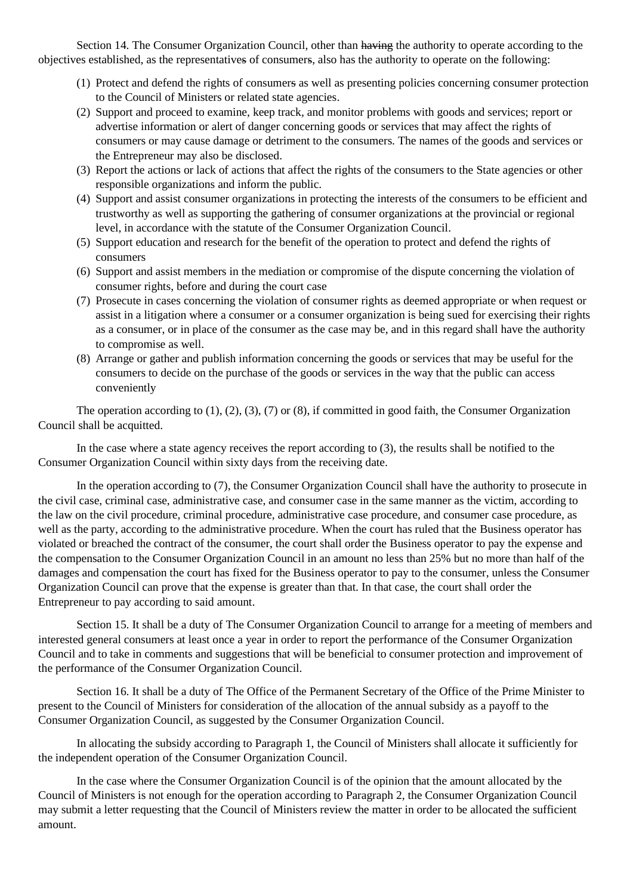Section 14. The Consumer Organization Council, other than having the authority to operate according to the objectives established, as the representatives of consumers, also has the authority to operate on the following:

(1) Protect and defend the rights of consumers as well as presenting policies concerning consumer protection to the Council of Ministers or related state agencies.

(2) Support and proceed to examine, keep track, and monitor problems with goods and services; report or advertise information or alert of danger concerning goods or services that may affect the rights of consumers or may cause damage or detriment to the consumers. The names of the goods and services or the Entrepreneur may also be disclosed.

(3) Report the actions or lack of actions that affect the rights of the consumers to the State agencies or other responsible organizations and inform the public.

(4) Support and assist consumer organizations in protecting the interests of the consumers to be efficient and trustworthy as well as supporting the gathering of consumer organizations at the provincial or regional level, in accordance with the statute of the Consumer Organization Council.

(5) Support education and research for the benefit of the operation to protect and defend the rights of consumers

(6) Support and assist members in the mediation or compromise of the dispute concerning the violation of consumer rights, before and during the court case

(7) Prosecute in cases concerning the violation of consumer rights as deemed appropriate or when request or assist in a litigation where a consumer or a consumer organization is being sued for exercising their rights as a consumer, or in place of the consumer as the case may be, and in this regard shall have the authority to compromise as well.

(8) Arrange or gather and publish information concerning the goods or services that may be useful for the consumers to decide on the purchase of the goods or services in the way that the public can access conveniently

The operation according to (1), (2), (3), (7) or (8), if committed in good faith, the Consumer Organization Council shall be acquitted.

In the case where a state agency receives the report according to (3), the results shall be notified to the Consumer Organization Council within sixty days from the receiving date.

In the operation according to (7), the Consumer Organization Council shall have the authority to prosecute in the civil case, criminal case, administrative case, and consumer case in the same manner as the victim, according to the law on the civil procedure, criminal procedure, administrative case procedure, and consumer case procedure, as well as the party, according to the administrative procedure. When the court has ruled that the Business operator has violated or breached the contract of the consumer, the court shall order the Business operator to pay the expense and the compensation to the Consumer Organization Council in an amount no less than 25% but no more than half of the damages and compensation the court has fixed for the Business operator to pay to the consumer, unless the Consumer Organization Council can prove that the expense is greater than that. In that case, the court shall order the Entrepreneur to pay according to said amount.

Section 15. It shall be a duty of The Consumer Organization Council to arrange for a meeting of members and interested general consumers at least once a year in order to report the performance of the Consumer Organization Council and to take in comments and suggestions that will be beneficial to consumer protection and improvement of the performance of the Consumer Organization Council.

Section 16. It shall be a duty of The Office of the Permanent Secretary of the Office of the Prime Minister to present to the Council of Ministers for consideration of the allocation of the annual subsidy as a payoff to the Consumer Organization Council, as suggested by the Consumer Organization Council.

In allocating the subsidy according to Paragraph 1, the Council of Ministers shall allocate it sufficiently for the independent operation of the Consumer Organization Council.

In the case where the Consumer Organization Council is of the opinion that the amount allocated by the Council of Ministers is not enough for the operation according to Paragraph 2, the Consumer Organization Council may submit a letter requesting that the Council of Ministers review the matter in order to be allocated the sufficient amount.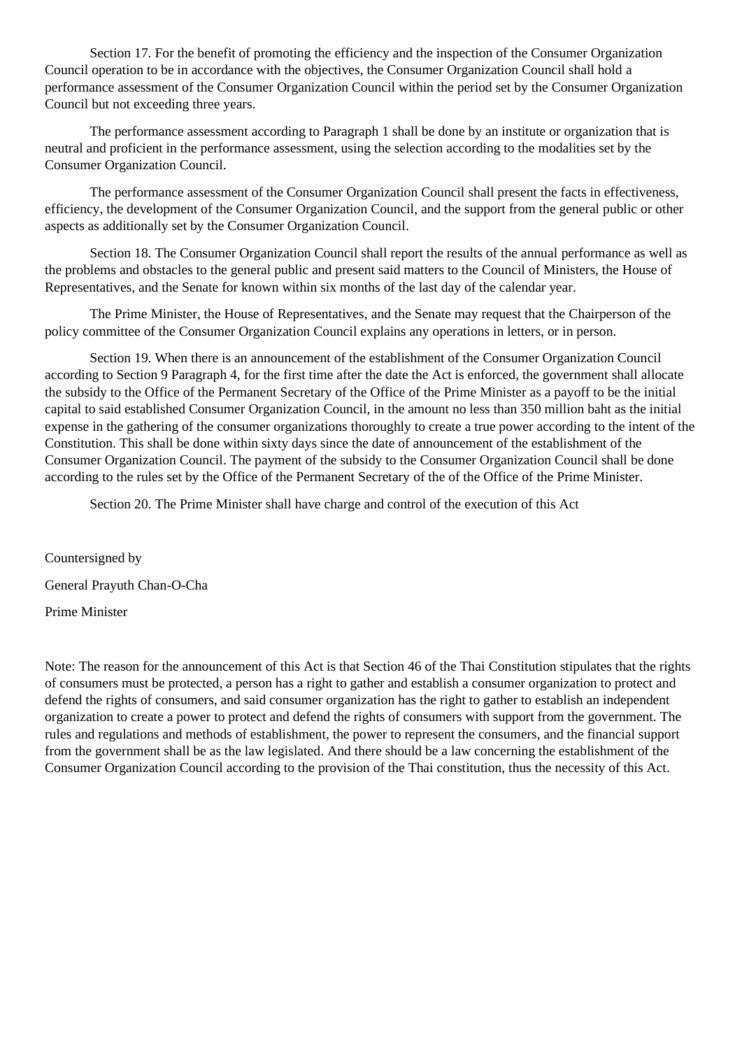Section 17. For the benefit of promoting the efficiency and the inspection of the Consumer Organization Council operation to be in accordance with the objectives, the Consumer Organization Council shall hold a performance assessment of the Consumer Organization Council within the period set by the Consumer Organization Council but not exceeding three years.

The performance assessment according to Paragraph 1 shall be done by an institute or organization that is neutral and proficient in the performance assessment, using the selection according to the modalities set by the Consumer Organization Council.

The performance assessment of the Consumer Organization Council shall present the facts in effectiveness, efficiency, the development of the Consumer Organization Council, and the support from the general public or other aspects as additionally set by the Consumer Organization Council.

Section 18. The Consumer Organization Council shall report the results of the annual performance as well as the problems and obstacles to the general public and present said matters to the Council of Ministers, the House of Representatives, and the Senate for known within six months of the last day of the calendar year.

The Prime Minister, the House of Representatives, and the Senate may request that the Chairperson of the policy committee of the Consumer Organization Council explains any operations in letters, or in person.

Section 19. When there is an announcement of the establishment of the Consumer Organization Council according to Section 9 Paragraph 4, for the first time after the date the Act is enforced, the government shall allocate the subsidy to the Office of the Permanent Secretary of the Office of the Prime Minister as a payoff to be the initial capital to said established Consumer Organization Council, in the amount no less than 350 million baht as the initial expense in the gathering of the consumer organizations thoroughly to create a true power according to the intent of the Constitution. This shall be done within sixty days since the date of announcement of the establishment of the Consumer Organization Council. The payment of the subsidy to the Consumer Organization Council shall be done according to the rules set by the Office of the Permanent Secretary of the of the Office of the Prime Minister.

Section 20. The Prime Minister shall have charge and control of the execution of this Act

Countersigned by

General Prayuth Chan-O-Cha

Prime Minister

Note: The reason for the announcement of this Act is that Section 46 of the Thai Constitution stipulates that the rights of consumers must be protected, a person has a right to gather and establish a consumer organization to protect and defend the rights of consumers, and said consumer organization has the right to gather to establish an independent organization to create a power to protect and defend the rights of consumers with support from the government. The rules and regulations and methods of establishment, the power to represent the consumers, and the financial support from the government shall be as the law legislated. And there should be a law concerning the establishment of the Consumer Organization Council according to the provision of the Thai constitution, thus the necessity of this Act.